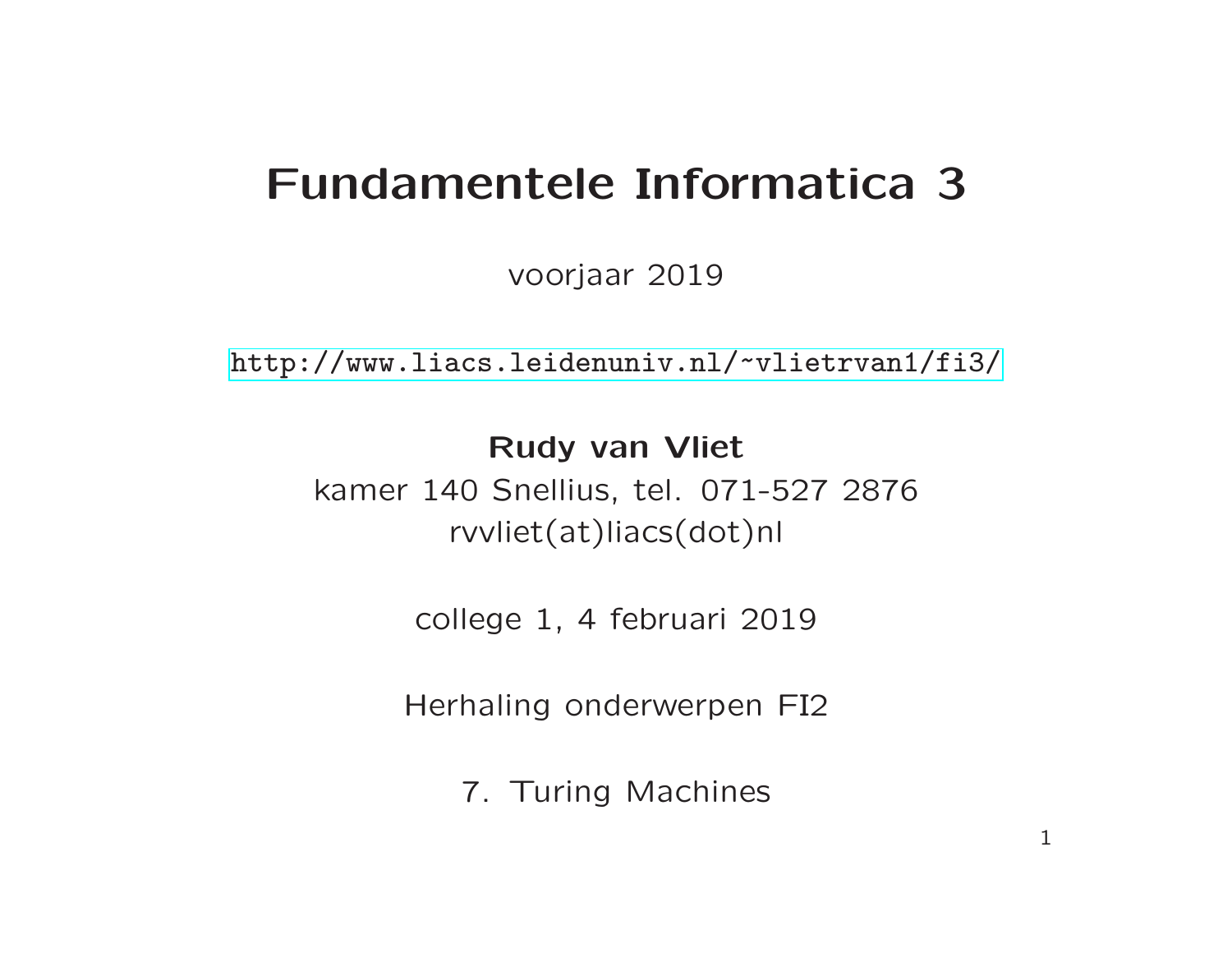# Fundamentele Informatica 3

voorjaar 2019

http://www.liacs.leidenuniv.nl/~vlietrvan1/fi3/

**Rudy van Vliet**

kamer 140 Snellius, tel. 071-527 2876

rvvliet(at)liacs(dot)nl

college 1, 4 februari 2019

Herhaling onderwerpen FI2

7. Turing Machines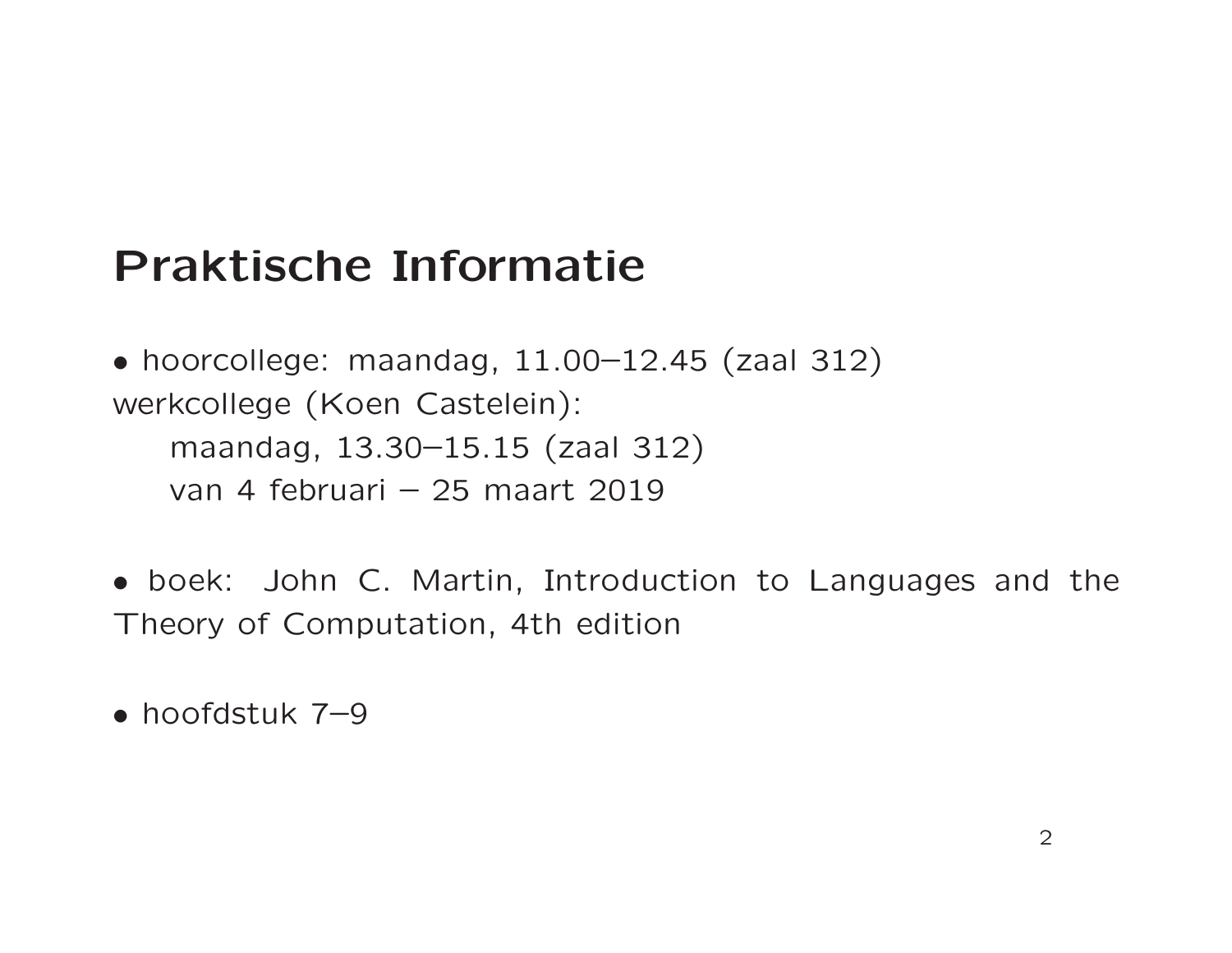# Praktische Informatie

- hoorcollege: maandag, 11.00–12.45 (zaal 312)
werkcollege (Koen Castelein):
  maandag, 13.30–15.15 (zaal 312)
  van 4 februari – 25 maart 2019

- boek: John C. Martin, Introduction to Languages and the Theory of Computation, 4th edition

- hoofdstuk 7–9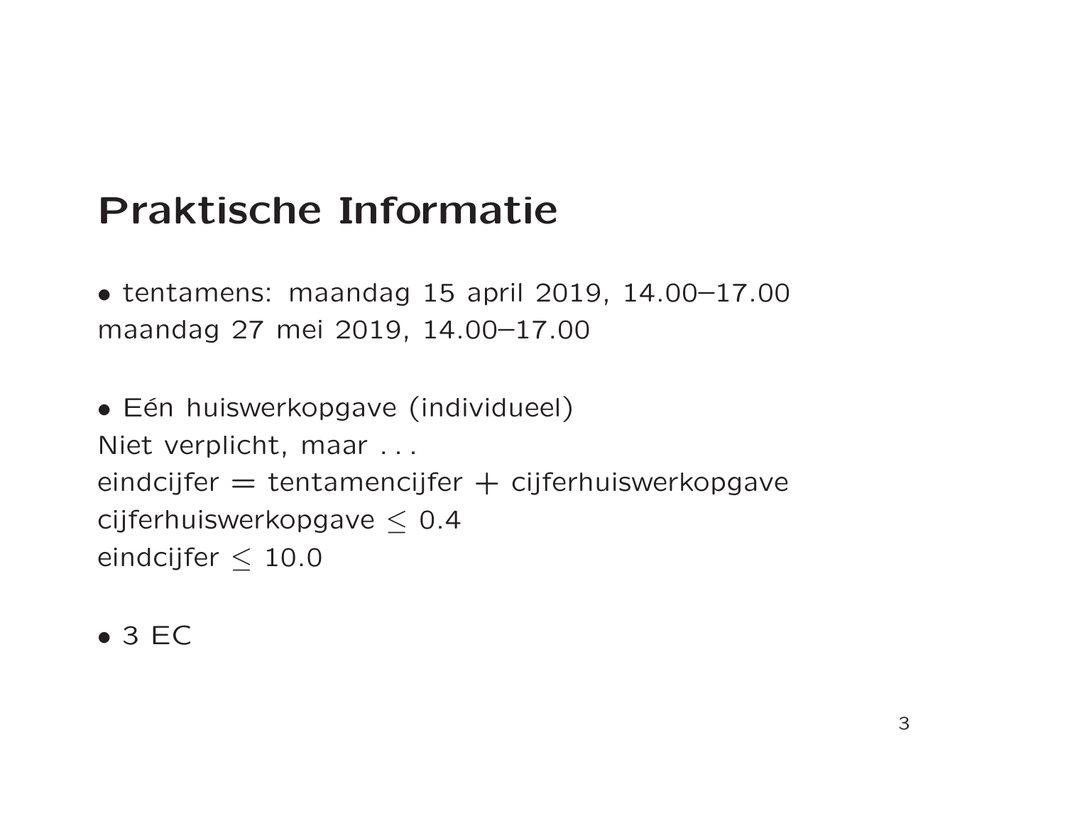# Praktische Informatie

- tentamens: maandag 15 april 2019, 14.00–17.00
maandag 27 mei 2019, 14.00–17.00

- Eén huiswerkopgave (individueel)
Niet verplicht, maar . . .
eindcijfer = tentamencijfer + cijferhuiswerkopgave
cijferhuiswerkopgave $\leq$ 0.4
eindcijfer $\leq$ 10.0

- 3 EC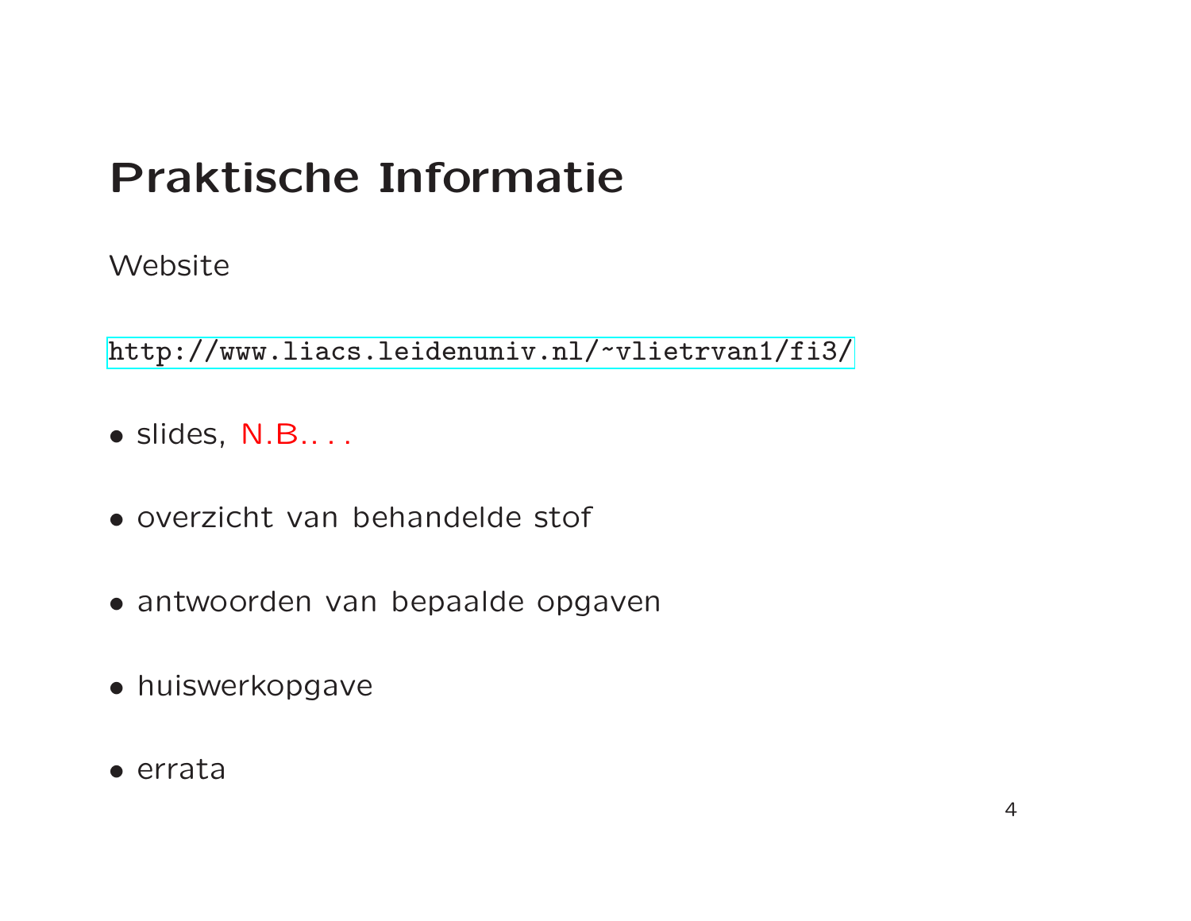# Praktische Informatie

Website

http://www.liacs.leidenuniv.nl/~vlietrvan1/fi3/

- slides, N.B.. . .
- overzicht van behandelde stof
- antwoorden van bepaalde opgaven
- huiswerkopgave
- errata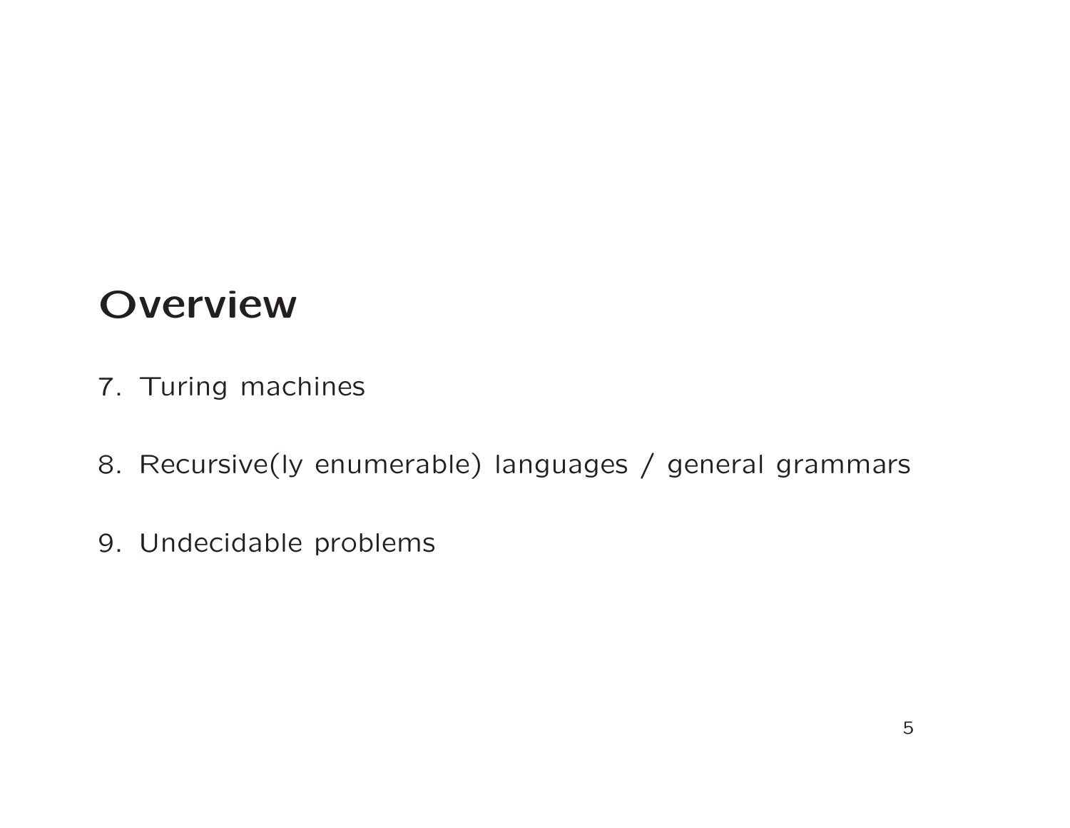# Overview

7. Turing machines

8. Recursive(ly enumerable) languages / general grammars

9. Undecidable problems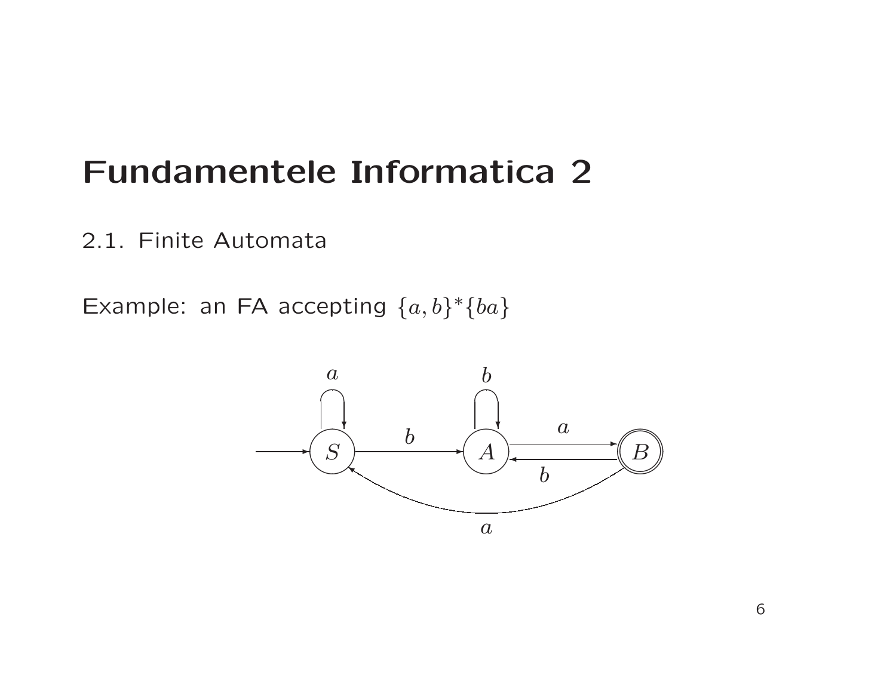# Fundamentele Informatica 2

2.1. Finite Automata

Example: an FA accepting $\{a, b\}^*\{ba\}$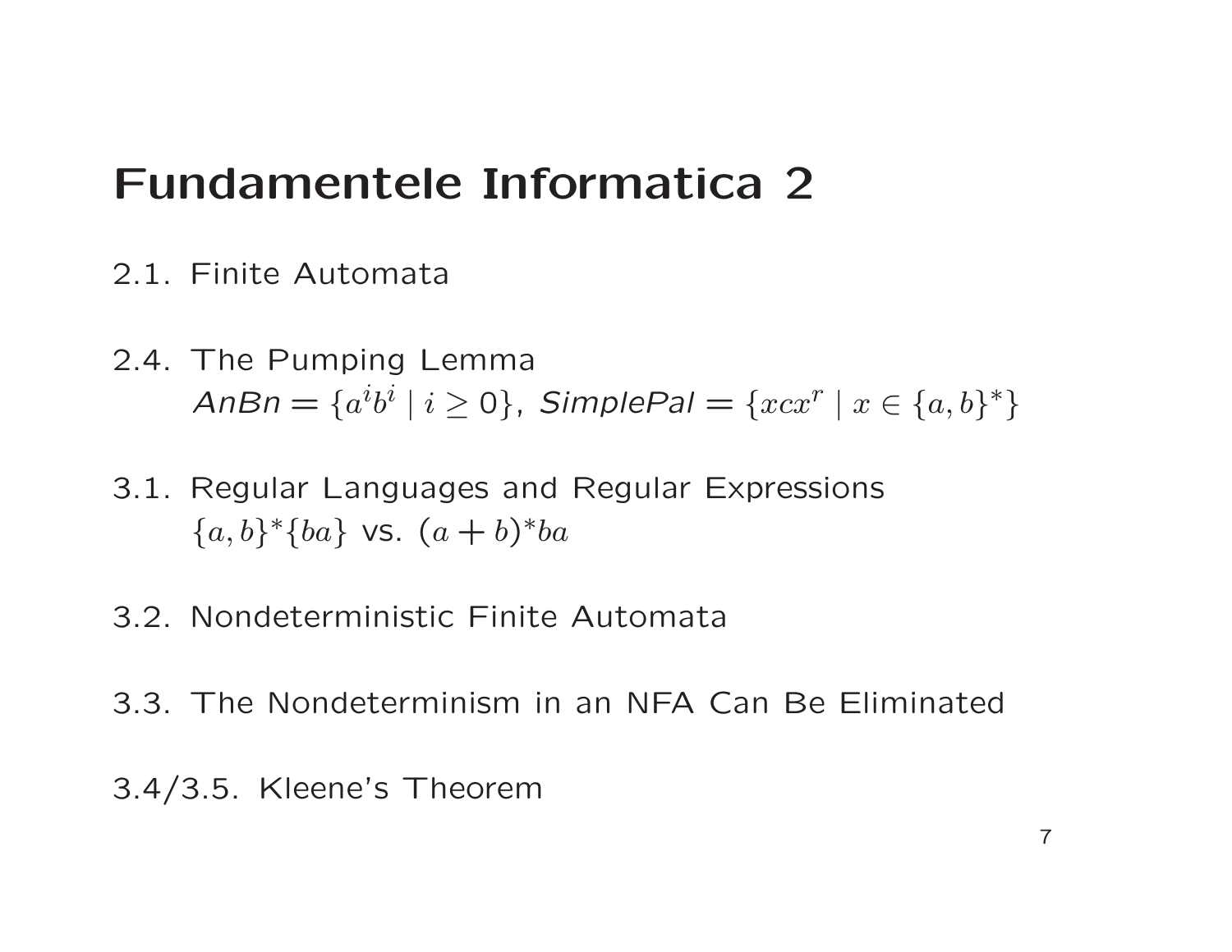# Fundamentele Informatica 2

2.1. Finite Automata

2.4. The Pumping Lemma
*AnBn* $= \{a^i b^i \mid i \geq 0\}$, *SimplePal* $= \{xcx^r \mid x \in \{a,b\}^*\}$

3.1. Regular Languages and Regular Expressions
$\{a,b\}^*\{ba\}$ vs. $(a+b)^*ba$

3.2. Nondeterministic Finite Automata

3.3. The Nondeterminism in an NFA Can Be Eliminated

3.4/3.5. Kleene's Theorem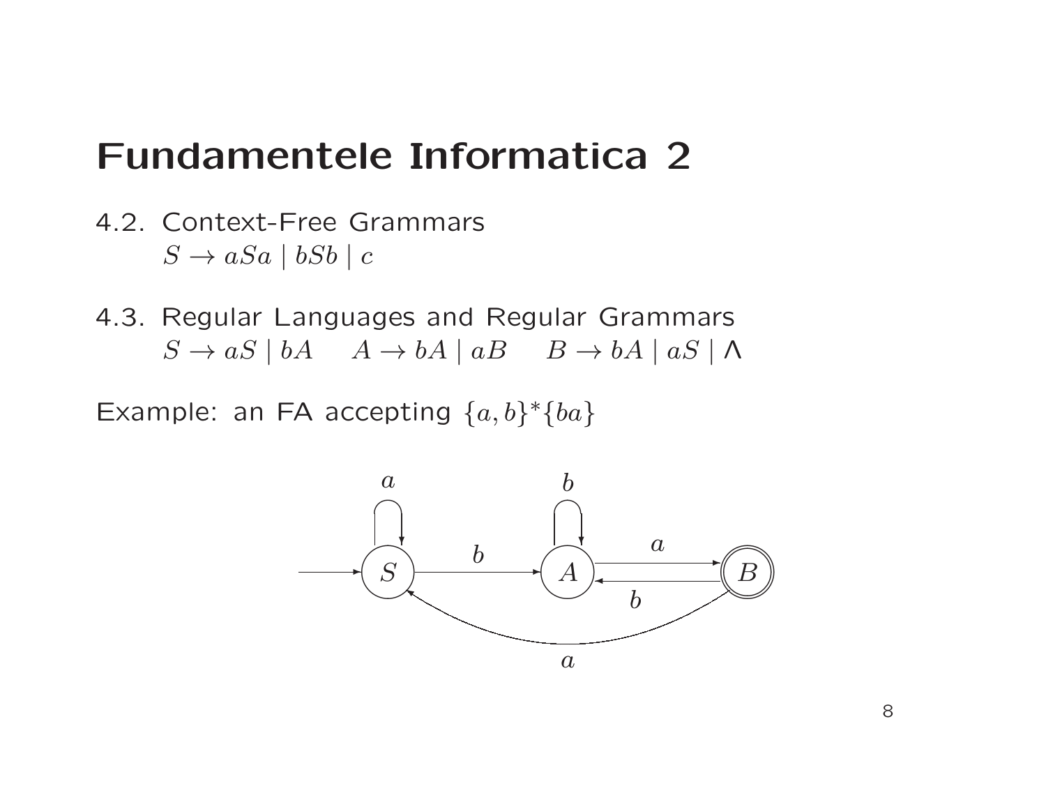# Fundamentele Informatica 2

4.2. Context-Free Grammars
$S \to aSa \mid bSb \mid c$

4.3. Regular Languages and Regular Grammars
$S \to aS \mid bA \quad A \to bA \mid aB \quad B \to bA \mid aS \mid \Lambda$

Example: an FA accepting $\{a, b\}^*\{ba\}$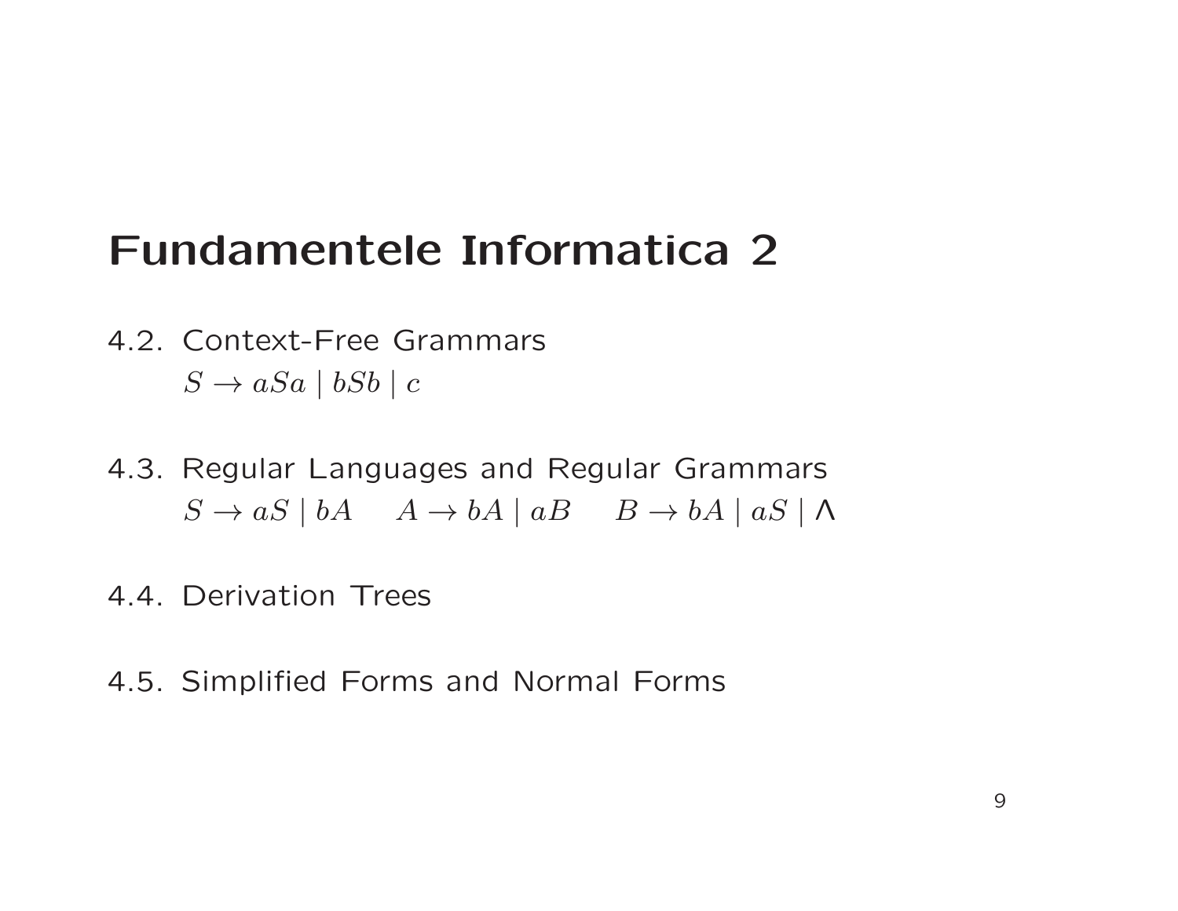# Fundamentele Informatica 2

4.2. Context-Free Grammars

$S \to aSa \mid bSb \mid c$

4.3. Regular Languages and Regular Grammars

$S \to aS \mid bA \quad A \to bA \mid aB \quad B \to bA \mid aS \mid \Lambda$

4.4. Derivation Trees

4.5. Simplified Forms and Normal Forms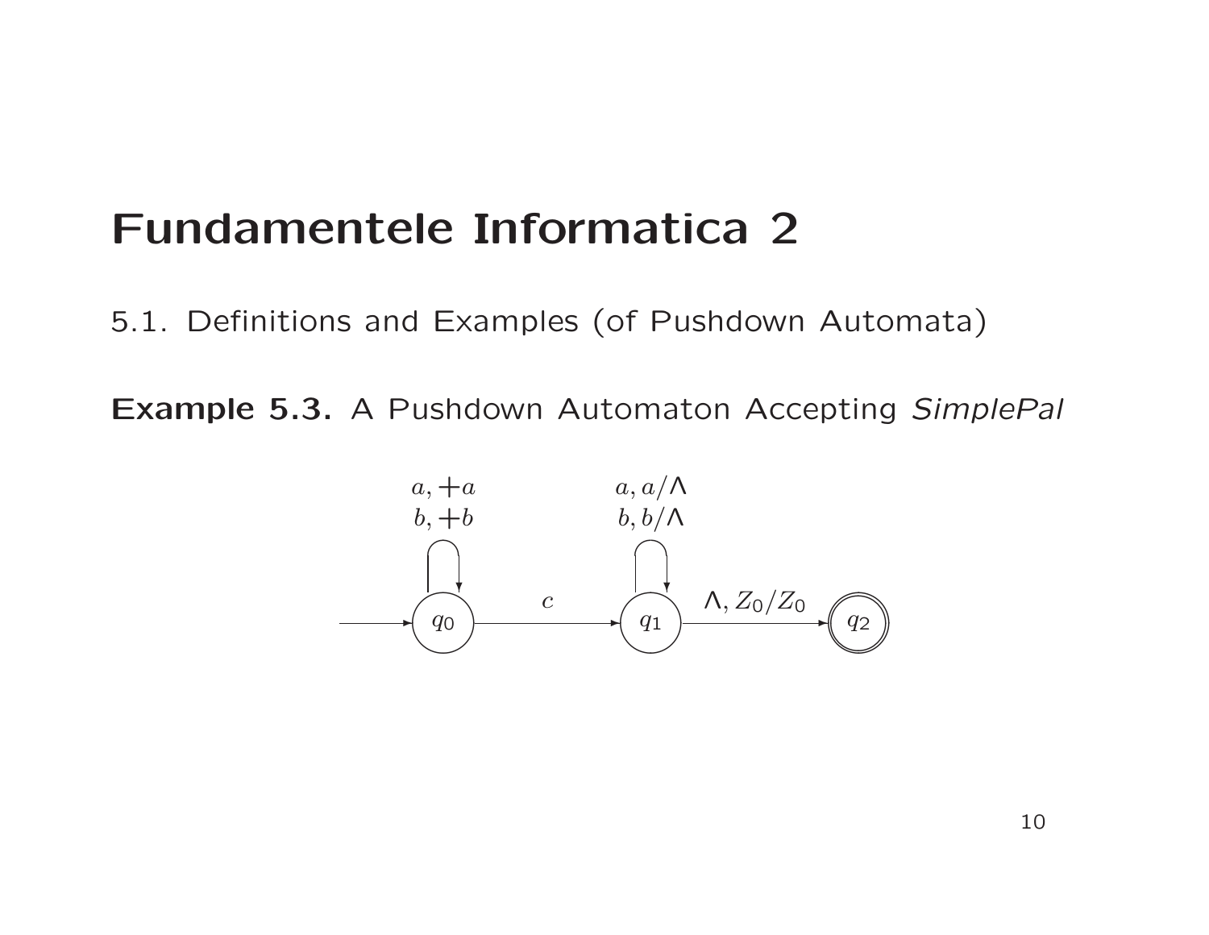# Fundamentele Informatica 2

5.1. Definitions and Examples (of Pushdown Automata)

**Example 5.3.** A Pushdown Automaton Accepting *SimplePal*

$a, +a$
$b, +b$

$a, a/\Lambda$
$b, b/\Lambda$

$c$

$\Lambda, Z_0/Z_0$

$q_0$ $q_1$ $q_2$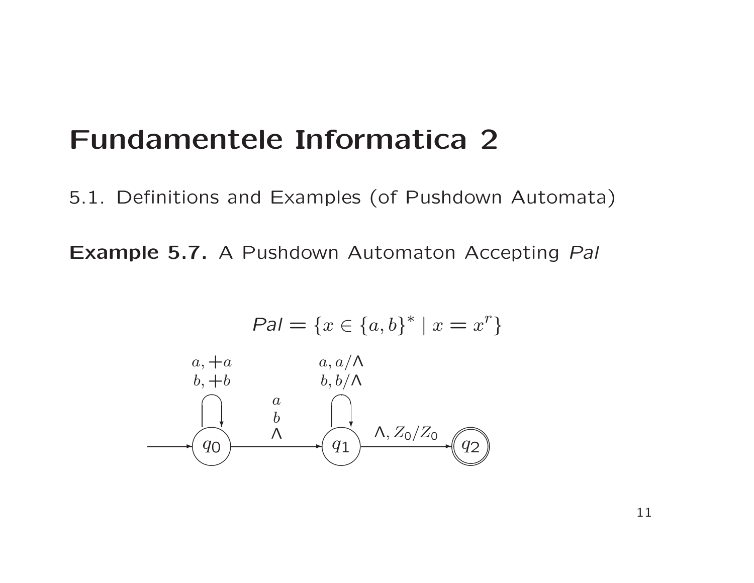# Fundamentele Informatica 2

5.1. Definitions and Examples (of Pushdown Automata)

**Example 5.7.** A Pushdown Automaton Accepting *Pal*

$$Pal = \{x \in \{a,b\}^* \mid x = x^r\}$$

$a, +a$
$b, +b$

$a, a/\Lambda$
$b, b/\Lambda$

$a$
$b$
$\Lambda$

$\Lambda, Z_0/Z_0$

$q_0$ $q_1$ $q_2$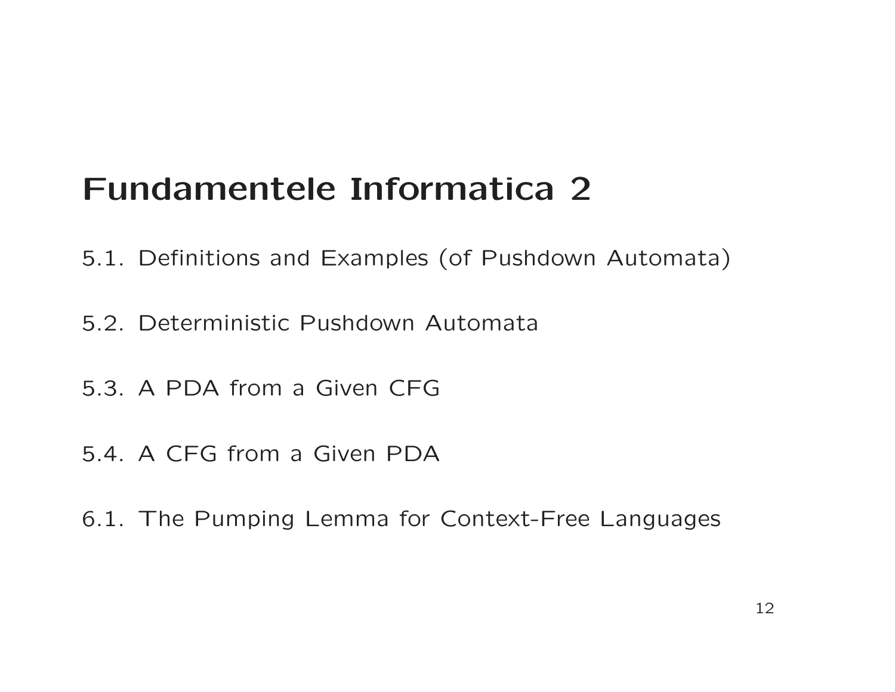# Fundamentele Informatica 2

5.1. Definitions and Examples (of Pushdown Automata)

5.2. Deterministic Pushdown Automata

5.3. A PDA from a Given CFG

5.4. A CFG from a Given PDA

6.1. The Pumping Lemma for Context-Free Languages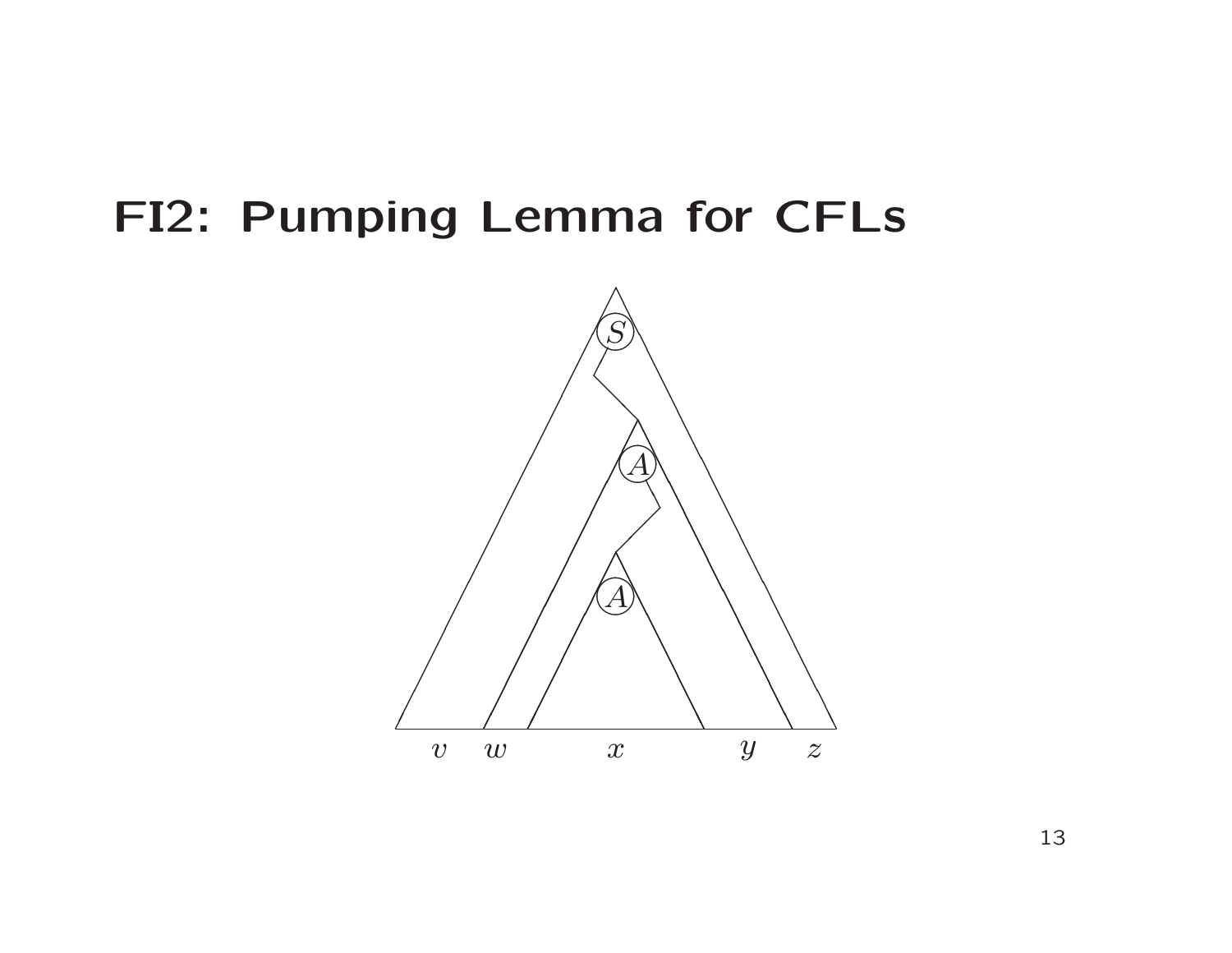# FI2: Pumping Lemma for CFLs

$v \quad w \quad x \quad y \quad z$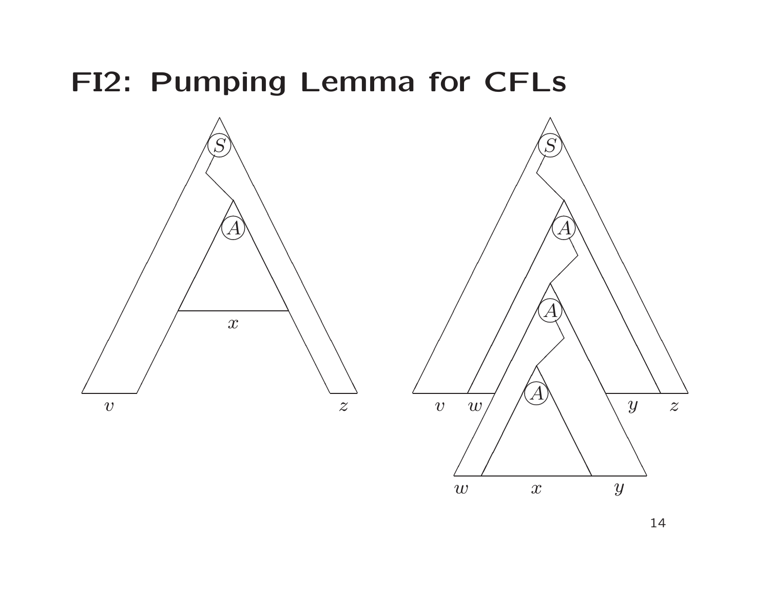# FI2: Pumping Lemma for CFLs

$S$

$A$

$x$

$v$ $z$

$S$

$A$

$A$

$A$

$v$ $w$ $y$ $z$

$w$ $x$ $y$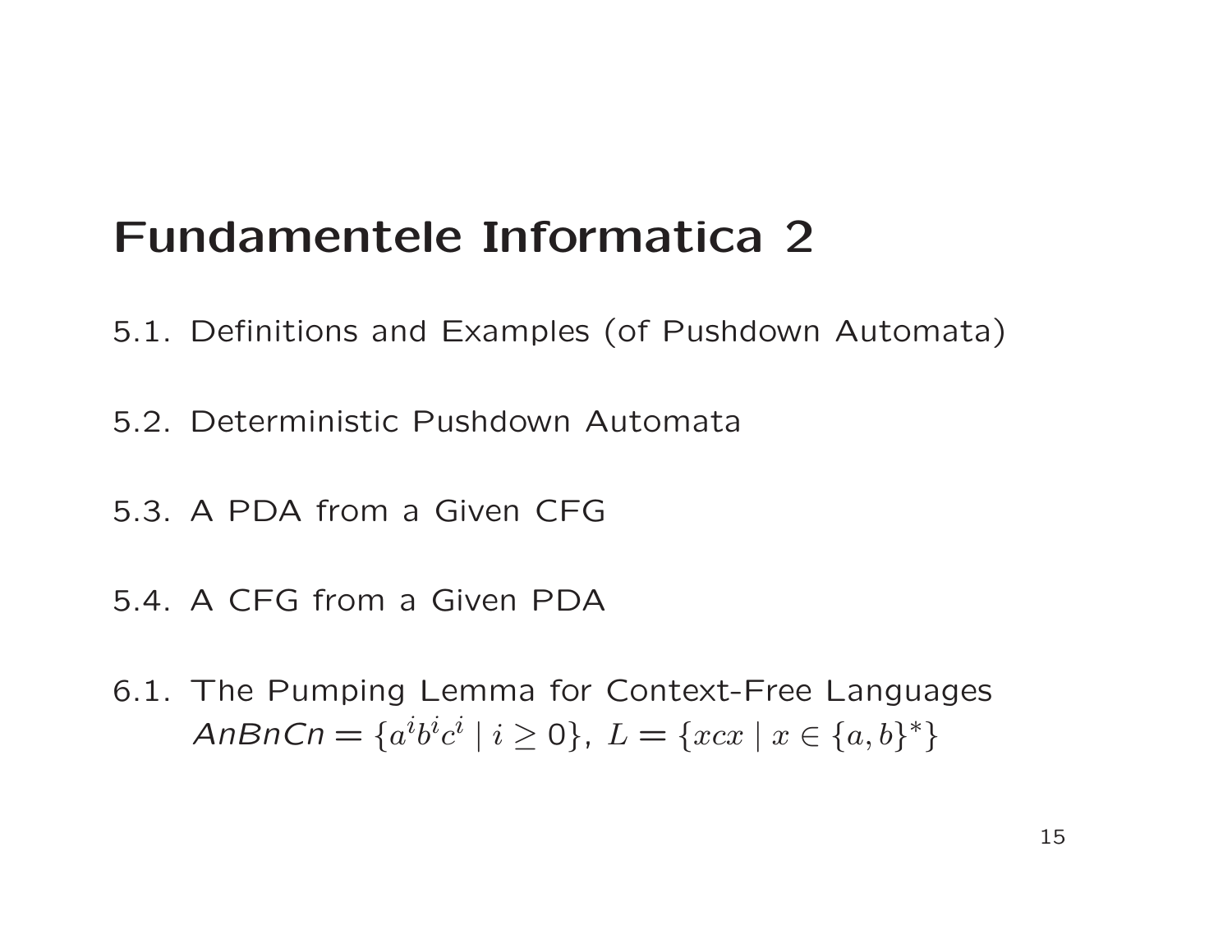# Fundamentele Informatica 2

5.1. Definitions and Examples (of Pushdown Automata)

5.2. Deterministic Pushdown Automata

5.3. A PDA from a Given CFG

5.4. A CFG from a Given PDA

6.1. The Pumping Lemma for Context-Free Languages
$AnBnCn = \{a^i b^i c^i \mid i \geq 0\}$, $L = \{xcx \mid x \in \{a,b\}^*\}$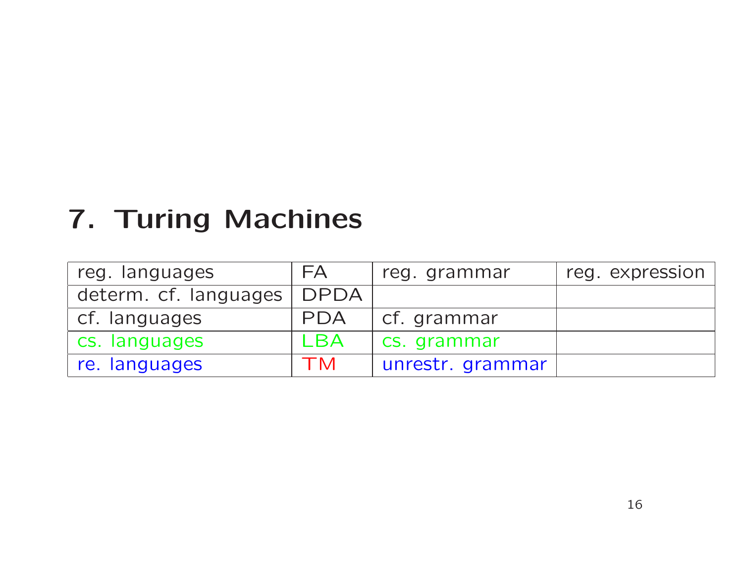# 7. Turing Machines

| reg. languages | FA | reg. grammar | reg. expression |
|---|---|---|---|
| determ. cf. languages | DPDA | | |
| cf. languages | PDA | cf. grammar | |
| cs. languages | LBA | cs. grammar | |
| re. languages | TM | unrestr. grammar | |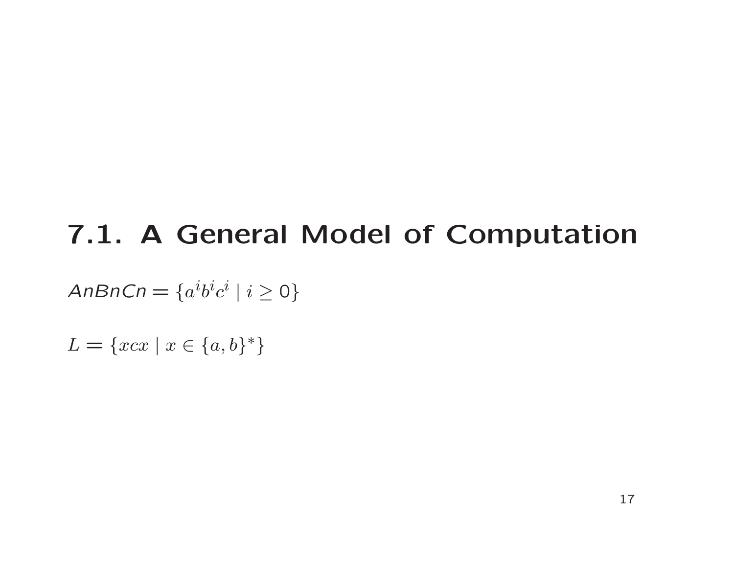# 7.1. A General Model of Computation

*AnBnCn* $= \{a^i b^i c^i \mid i \geq 0\}$

$L = \{xcx \mid x \in \{a,b\}^*\}$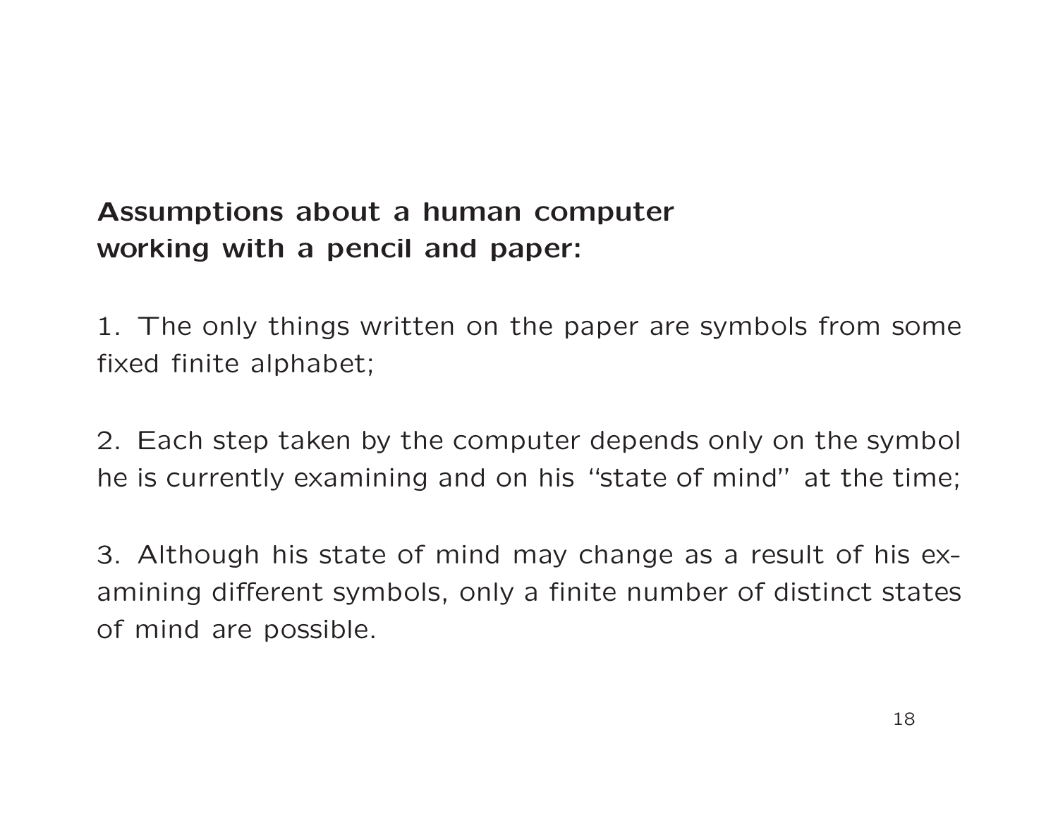**Assumptions about a human computer working with a pencil and paper:**

1. The only things written on the paper are symbols from some fixed finite alphabet;

2. Each step taken by the computer depends only on the symbol he is currently examining and on his "state of mind" at the time;

3. Although his state of mind may change as a result of his examining different symbols, only a finite number of distinct states of mind are possible.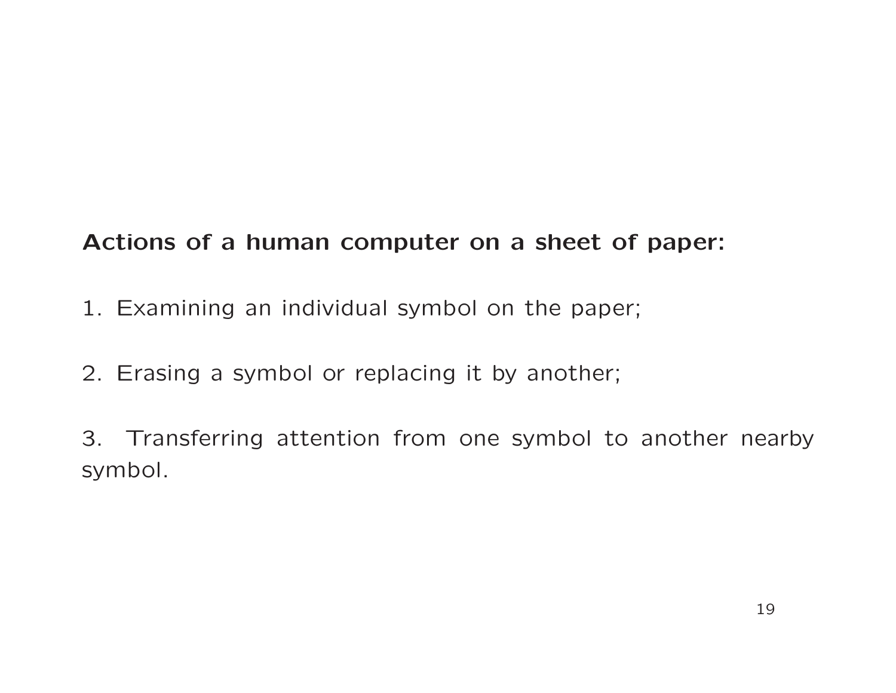**Actions of a human computer on a sheet of paper:**

1. Examining an individual symbol on the paper;

2. Erasing a symbol or replacing it by another;

3. Transferring attention from one symbol to another nearby symbol.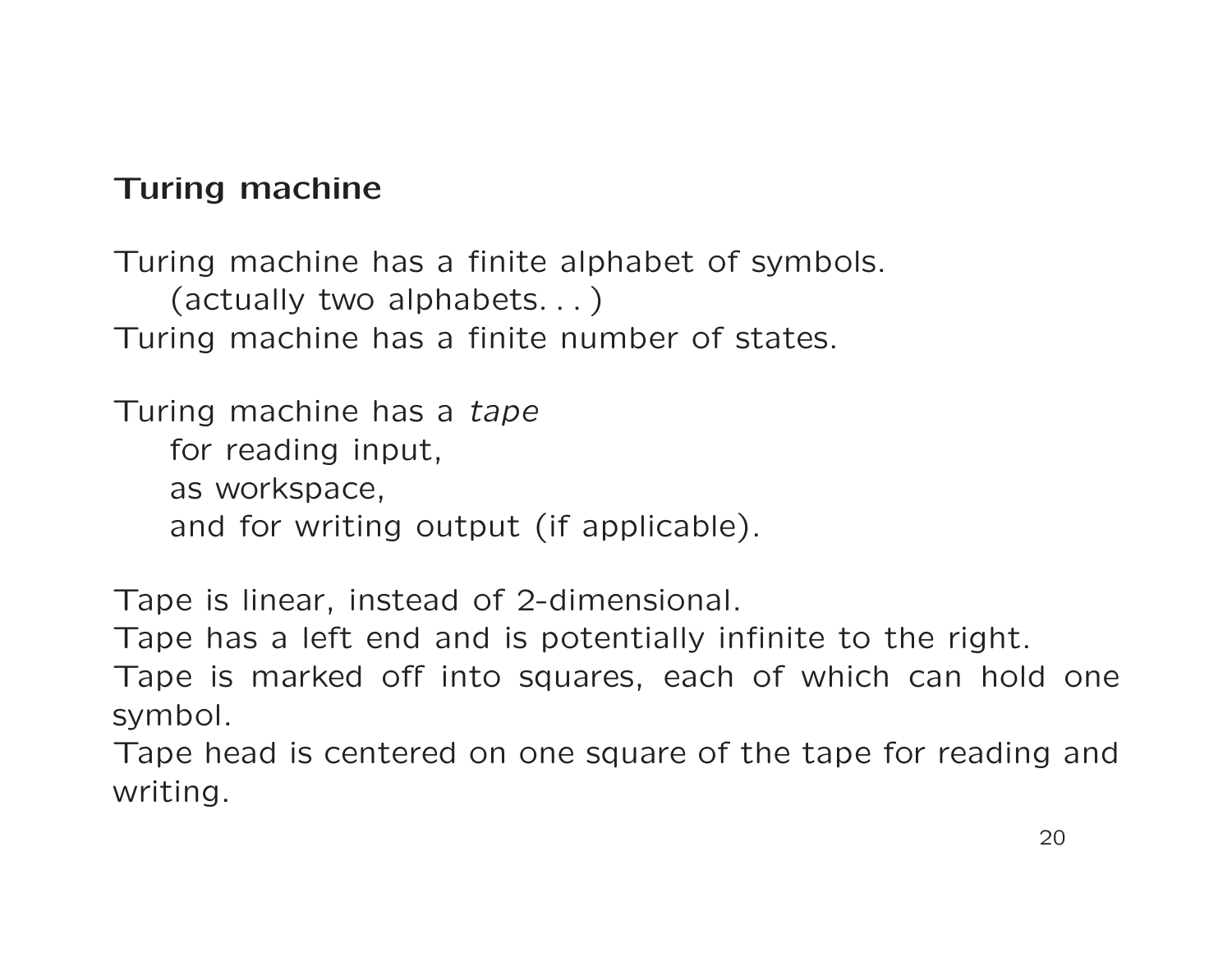**Turing machine**

Turing machine has a finite alphabet of symbols.
    (actually two alphabets. . . )
Turing machine has a finite number of states.

Turing machine has a *tape*
    for reading input,
    as workspace,
    and for writing output (if applicable).

Tape is linear, instead of 2-dimensional.
Tape has a left end and is potentially infinite to the right.
Tape is marked off into squares, each of which can hold one symbol.
Tape head is centered on one square of the tape for reading and writing.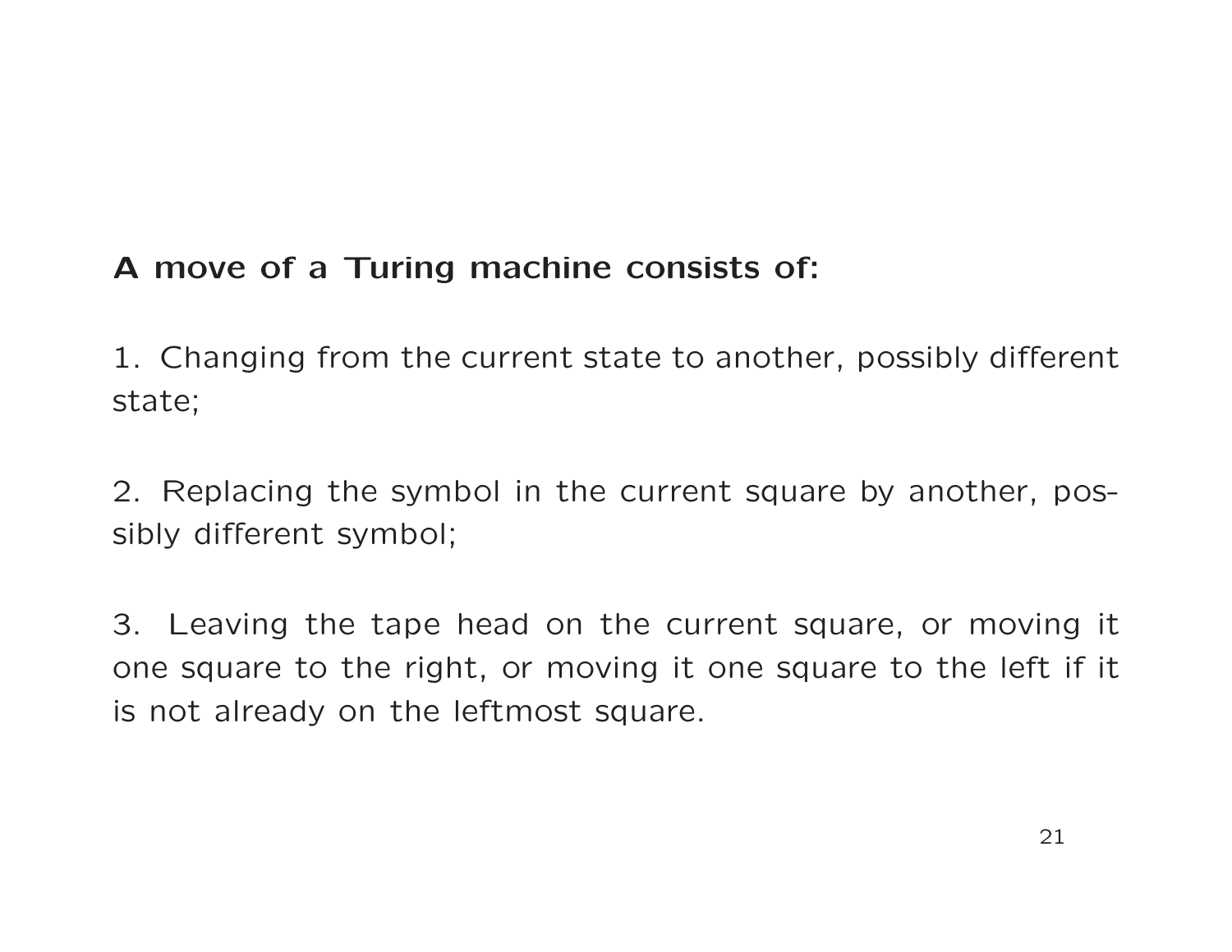**A move of a Turing machine consists of:**

1. Changing from the current state to another, possibly different state;

2. Replacing the symbol in the current square by another, possibly different symbol;

3. Leaving the tape head on the current square, or moving it one square to the right, or moving it one square to the left if it is not already on the leftmost square.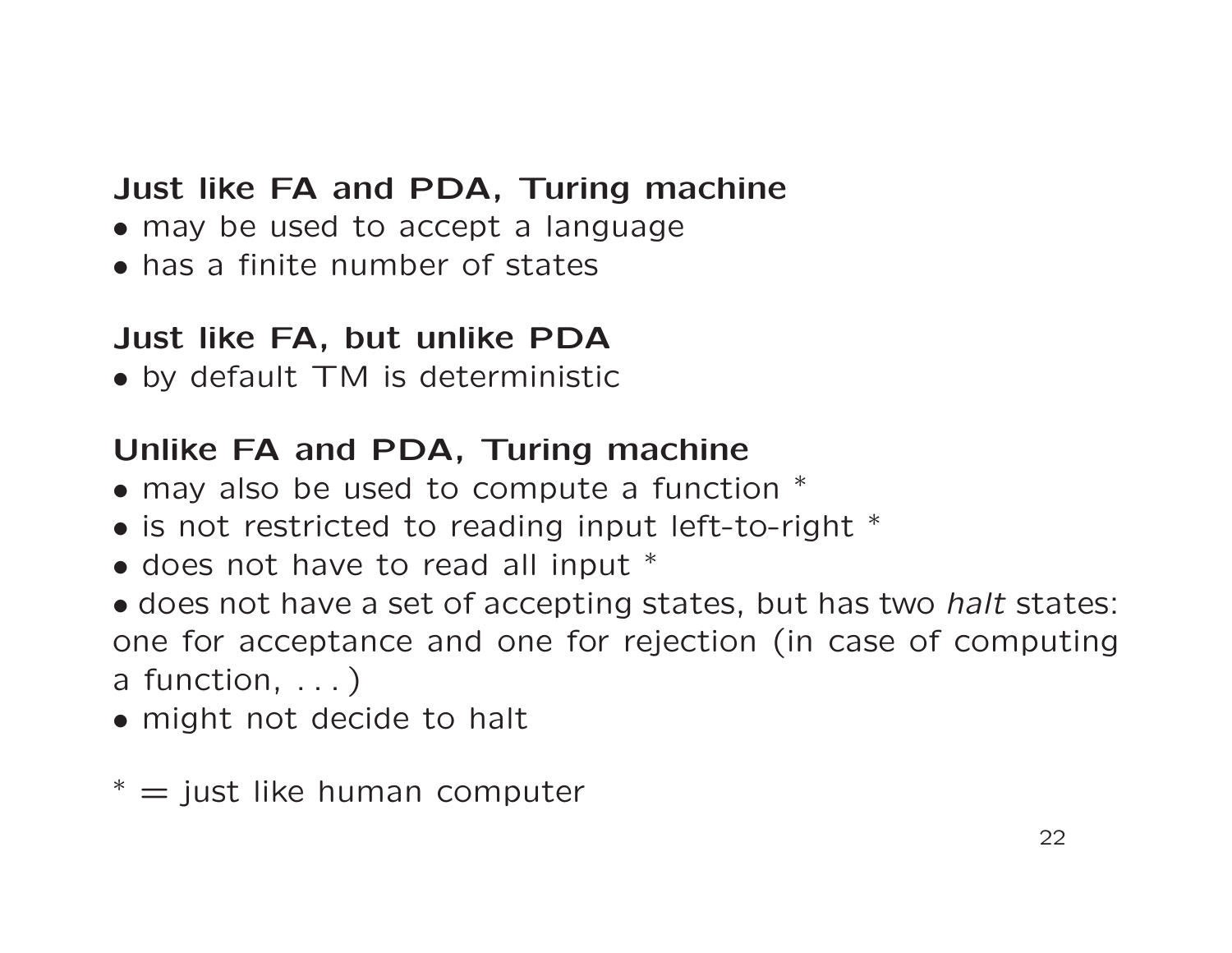**Just like FA and PDA, Turing machine**

- may be used to accept a language
- has a finite number of states

**Just like FA, but unlike PDA**

- by default TM is deterministic

**Unlike FA and PDA, Turing machine**

- may also be used to compute a function *
- is not restricted to reading input left-to-right *
- does not have to read all input *
- does not have a set of accepting states, but has two *halt* states: one for acceptance and one for rejection (in case of computing a function, . . . )
- might not decide to halt

* = just like human computer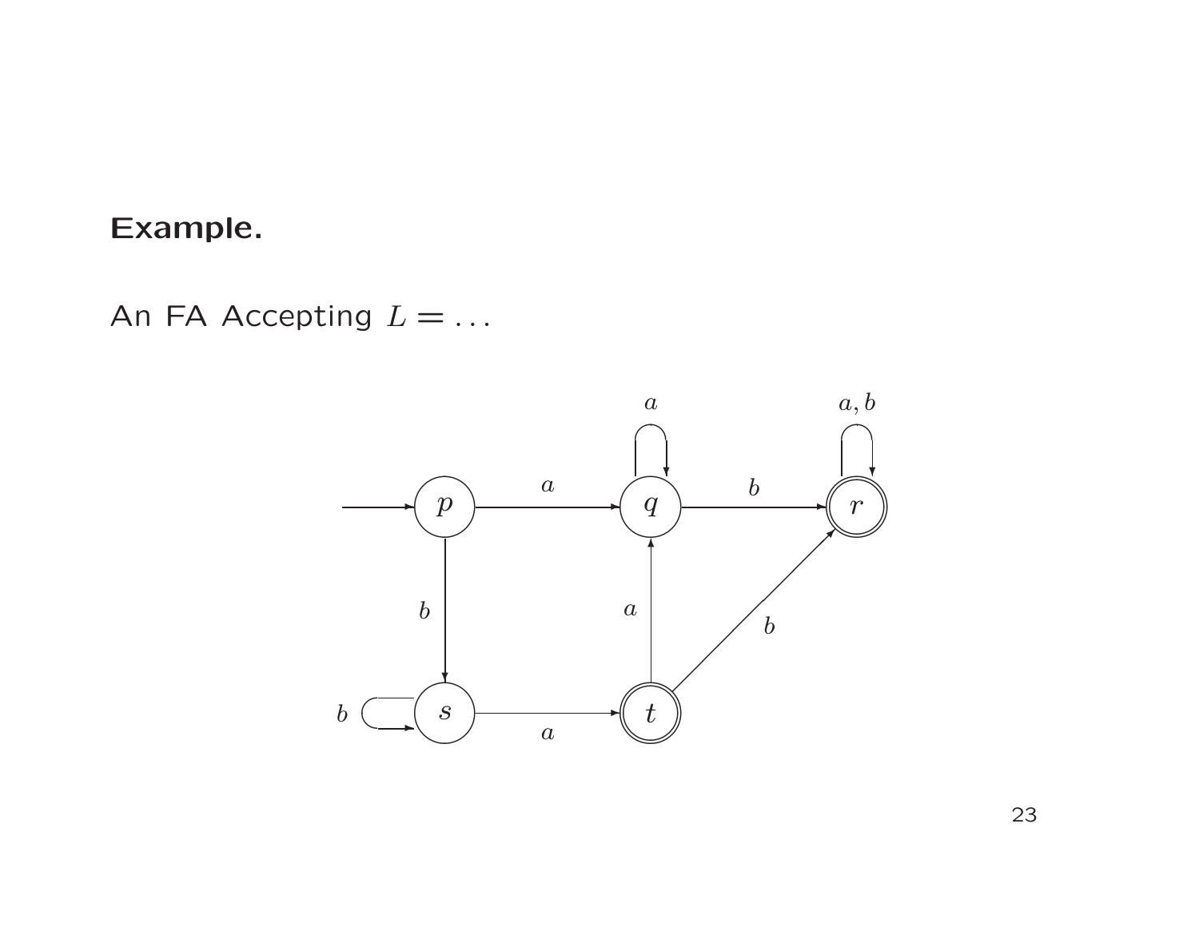**Example.**

An FA Accepting $L = \ldots$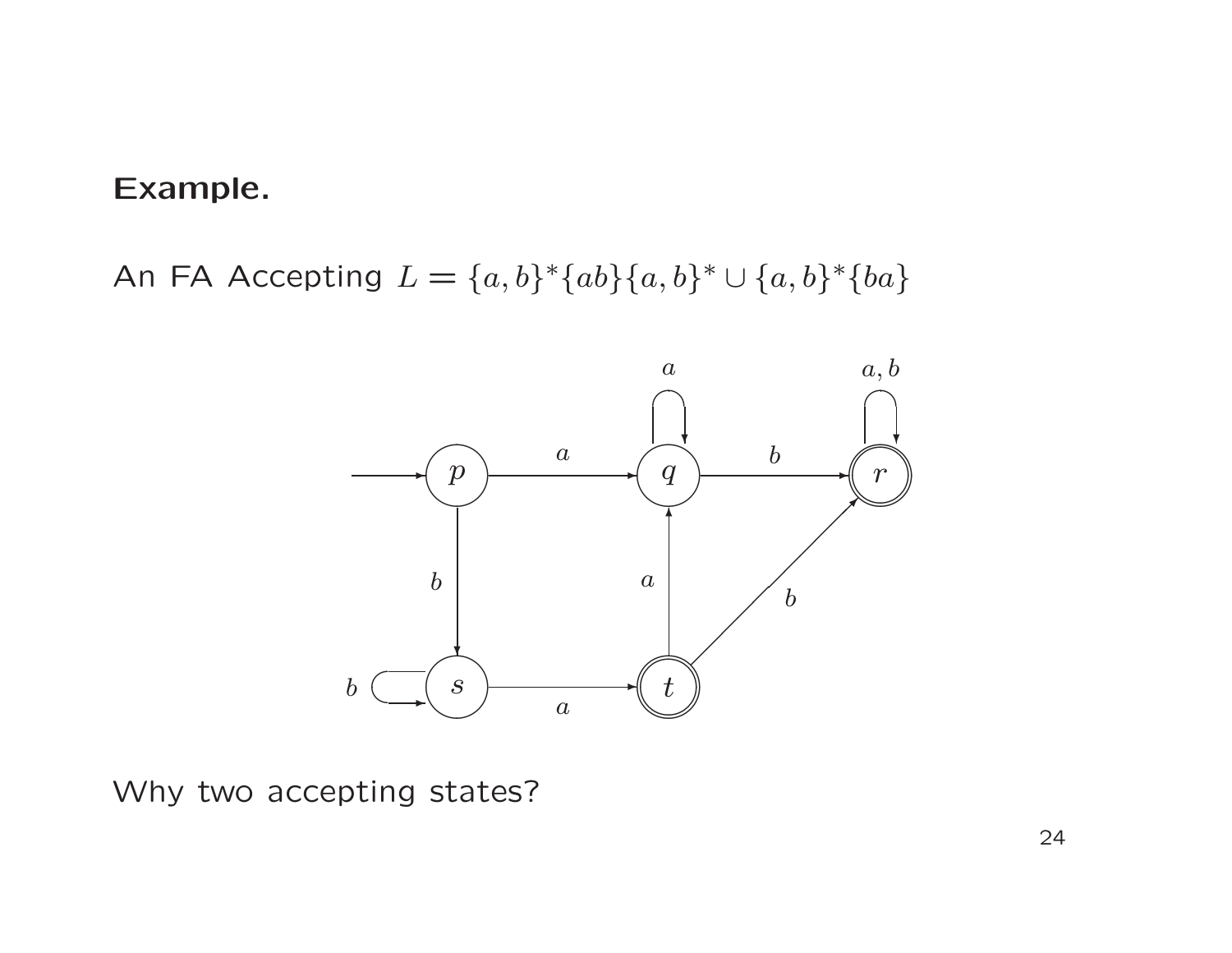**Example.**

An FA Accepting $L = \{a, b\}^*\{ab\}\{a, b\}^* \cup \{a, b\}^*\{ba\}$

Why two accepting states?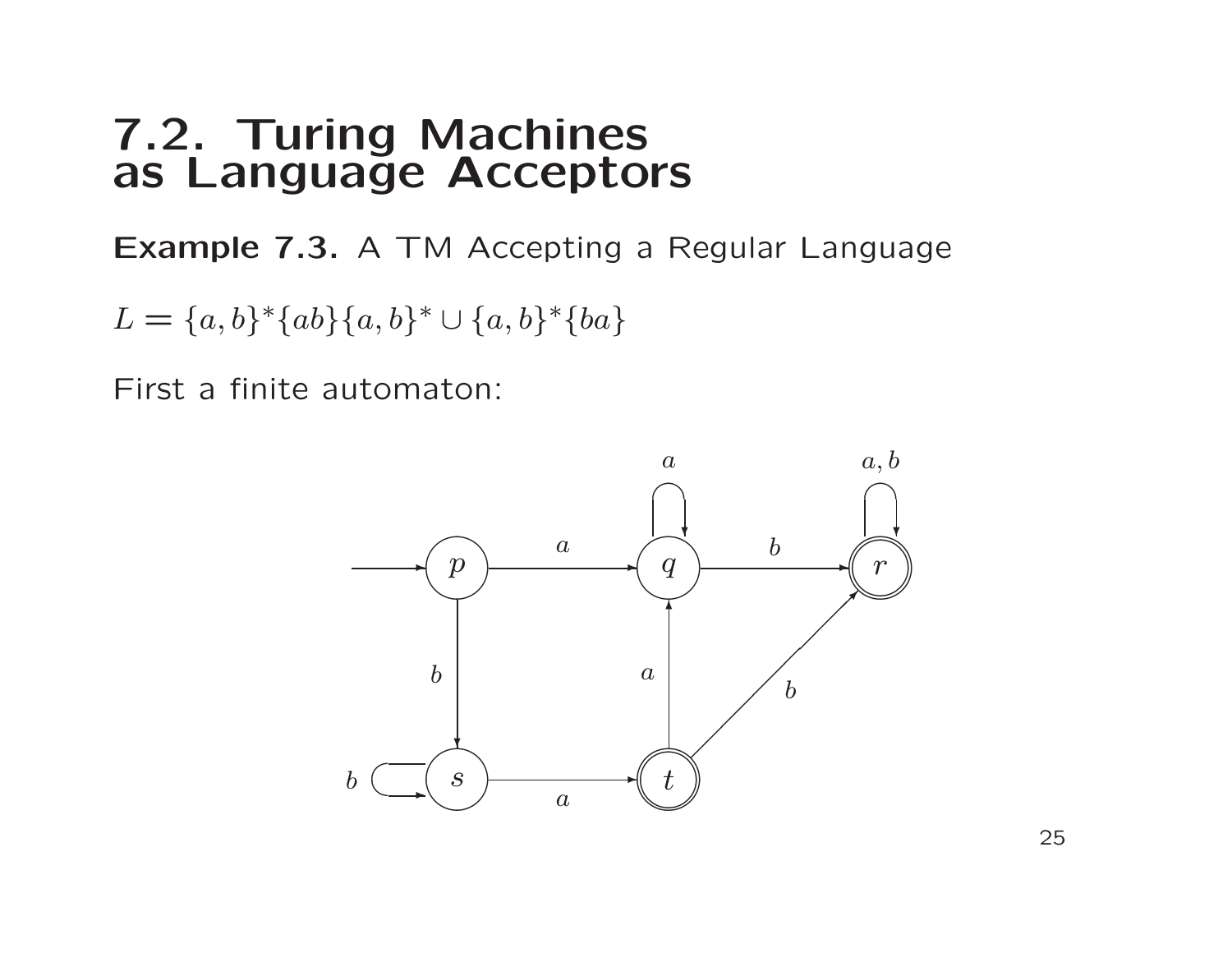# 7.2. Turing Machines as Language Acceptors

**Example 7.3.** A TM Accepting a Regular Language

$L = \{a,b\}^*\{ab\}\{a,b\}^* \cup \{a,b\}^*\{ba\}$

First a finite automaton: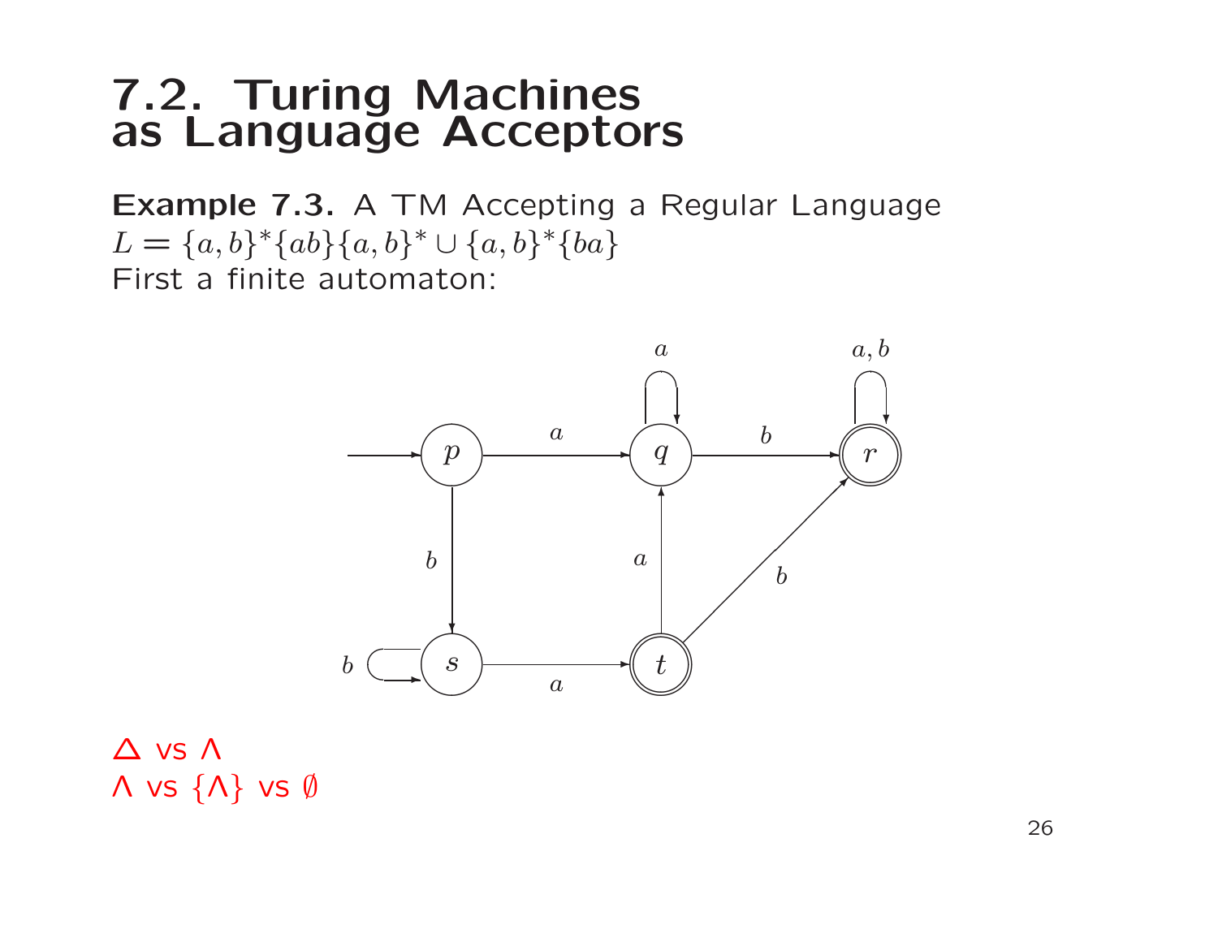# 7.2. Turing Machines as Language Acceptors

**Example 7.3.** A TM Accepting a Regular Language
$L = \{a,b\}^*\{ab\}\{a,b\}^* \cup \{a,b\}^*\{ba\}$
First a finite automaton:

$\Delta$ vs $\Lambda$
$\Lambda$ vs $\{\Lambda\}$ vs $\emptyset$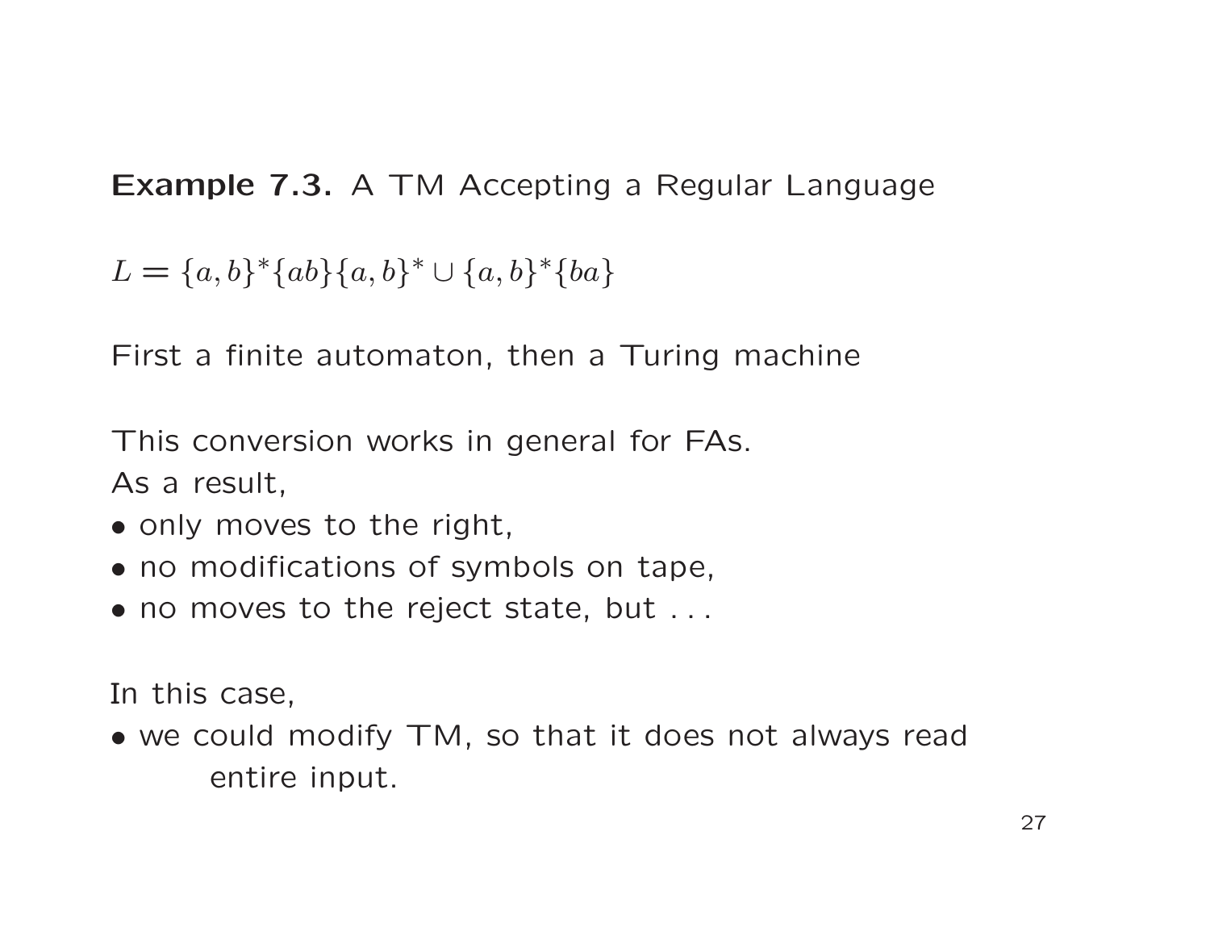**Example 7.3.** A TM Accepting a Regular Language

$L = \{a, b\}^*\{ab\}\{a, b\}^* \cup \{a, b\}^*\{ba\}$

First a finite automaton, then a Turing machine

This conversion works in general for FAs.
As a result,

- only moves to the right,
- no modifications of symbols on tape,
- no moves to the reject state, but ...

In this case,

- we could modify TM, so that it does not always read entire input.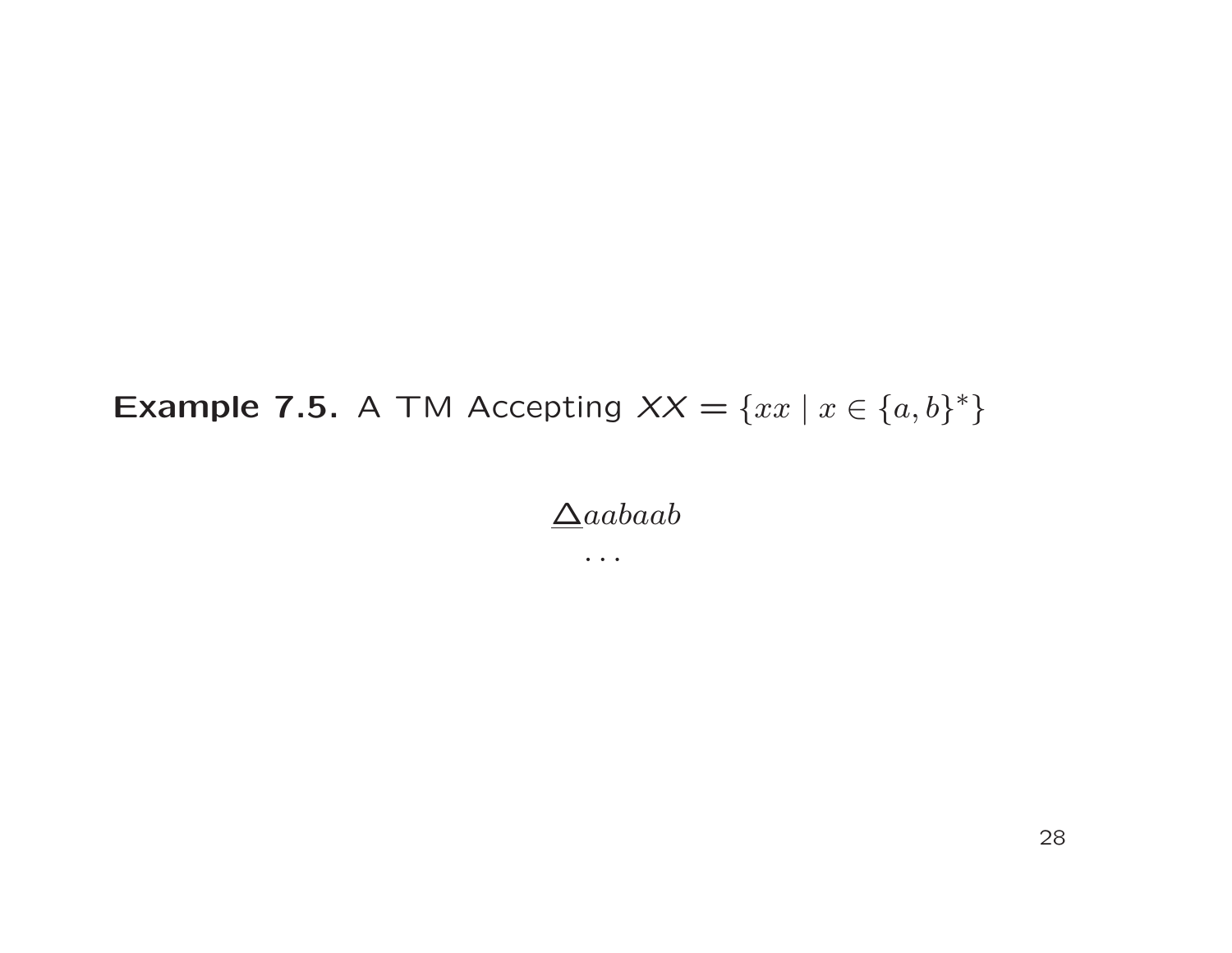**Example 7.5.** A TM Accepting $XX = \{xx \mid x \in \{a, b\}^*\}$

$$\underline{\Delta}aabaab$$

$$\cdots$$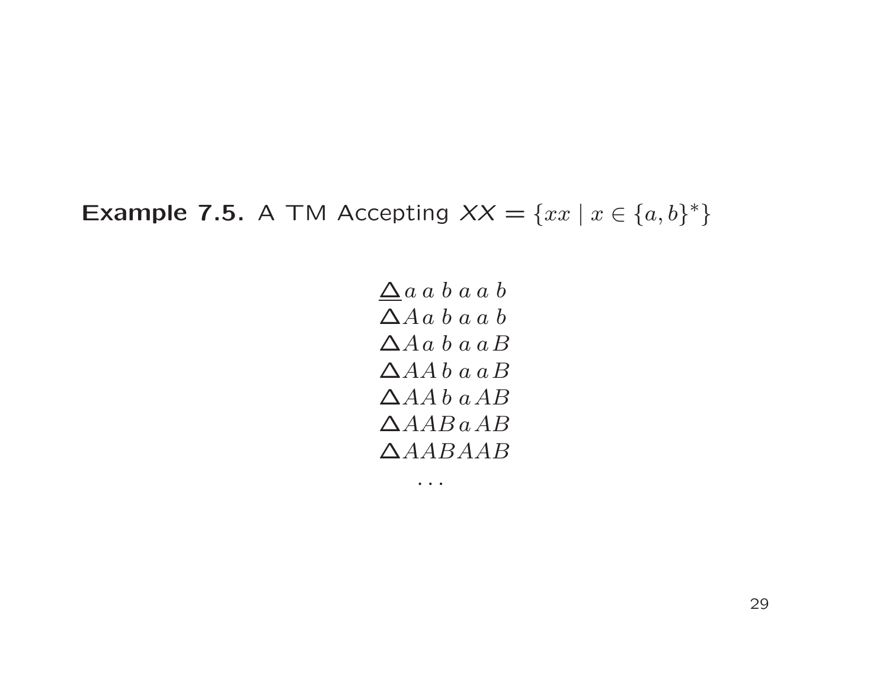**Example 7.5.** A TM Accepting $XX = \{xx \mid x \in \{a,b\}^*\}$

$$
\begin{array}{l}
\underline{\Delta}\, a\; a\; b\; a\; a\; b \\
\Delta A a\; b\; a\; a\; b \\
\Delta A a\; b\; a\; a B \\
\Delta A A\, b\; a\; a B \\
\Delta A A\, b\; a A B \\
\Delta A A B\, a A B \\
\Delta A A B A A B \\
\quad \ldots
\end{array}
$$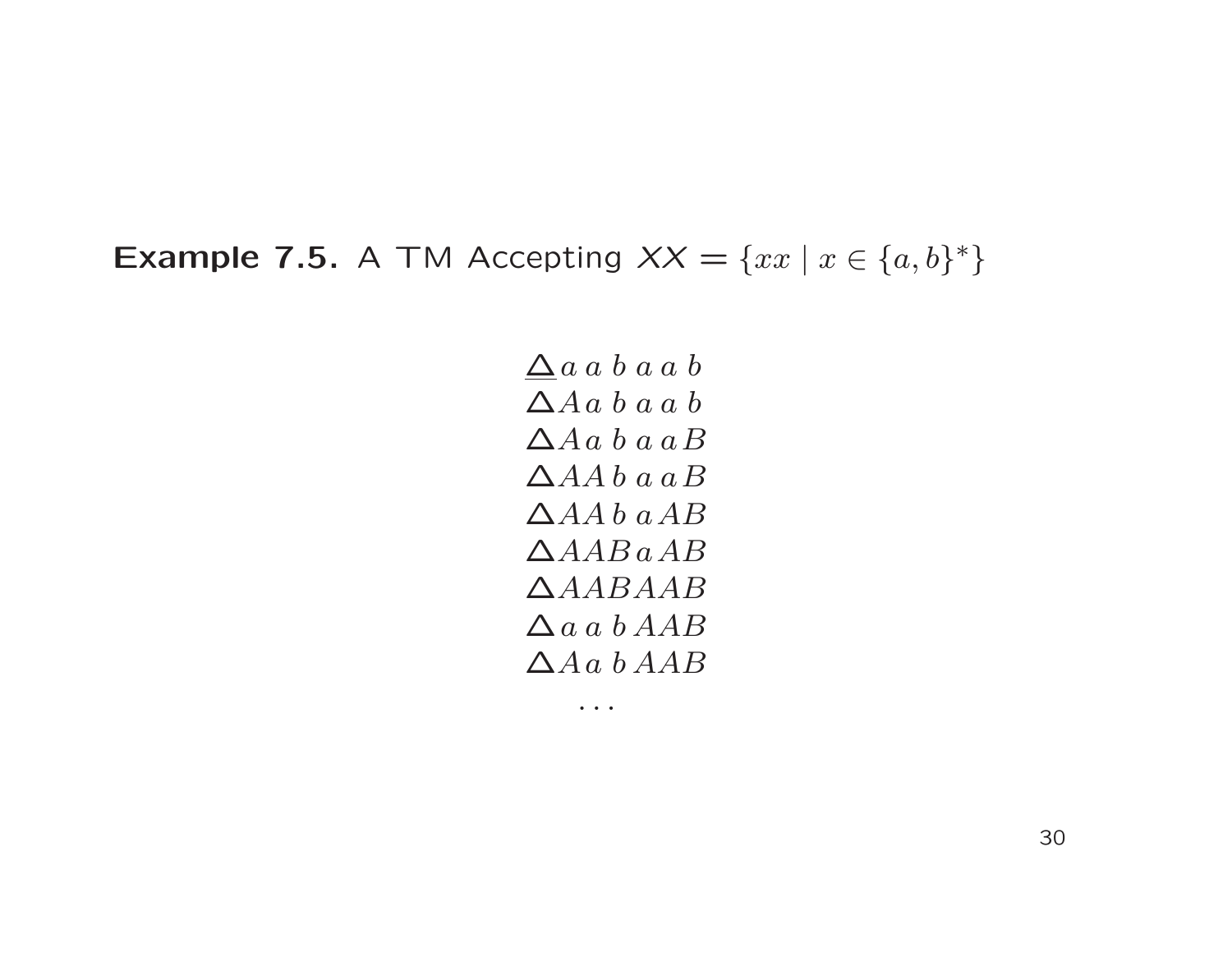**Example 7.5.** A TM Accepting $XX = \{xx \mid x \in \{a,b\}^*\}$

$$\underline{\Delta}\, a\, a\, b\, a\, a\, b$$
$$\Delta\, A\, a\, b\, a\, a\, b$$
$$\Delta\, A\, a\, b\, a\, a\, B$$
$$\Delta\, A\, A\, b\, a\, a\, B$$
$$\Delta\, A\, A\, b\, a\, A\, B$$
$$\Delta\, A\, A\, B\, a\, A\, B$$
$$\Delta\, A\, A\, B\, A\, A\, B$$
$$\Delta\, a\, a\, b\, A\, A\, B$$
$$\Delta\, A\, a\, b\, A\, A\, B$$
$$\ldots$$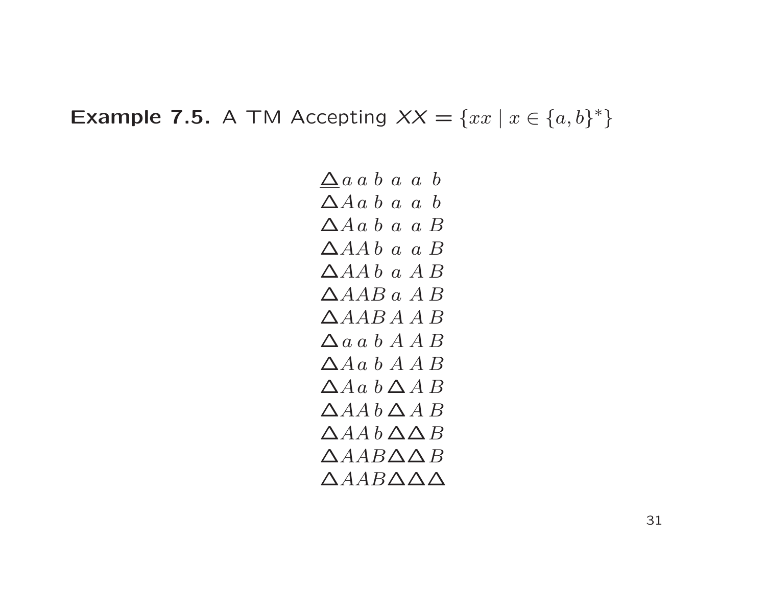**Example 7.5.** A TM Accepting $XX = \{xx \mid x \in \{a,b\}^*\}$

$$
\begin{array}{l}
\underline{\Delta}\, a\, a\, b\;\, a\;\, a\;\, b \\
\Delta A\, a\, b\;\, a\;\, a\;\, b \\
\Delta A\, a\, b\;\, a\;\, a\; B \\
\Delta A A\, b\;\, a\;\, a\; B \\
\Delta A A\, b\;\, a\; A\, B \\
\Delta A A B\, a\; A\, B \\
\Delta A A B\, A\, A\, B \\
\Delta\, a\, a\, b\; A\, A\, B \\
\Delta A\, a\, b\; A\, A\, B \\
\Delta A\, a\, b\, \Delta\, A\, B \\
\Delta A A\, b\, \Delta\, A\, B \\
\Delta A A\, b\, \Delta \Delta\, B \\
\Delta A A B \Delta \Delta\, B \\
\Delta A A B \Delta \Delta \Delta
\end{array}
$$